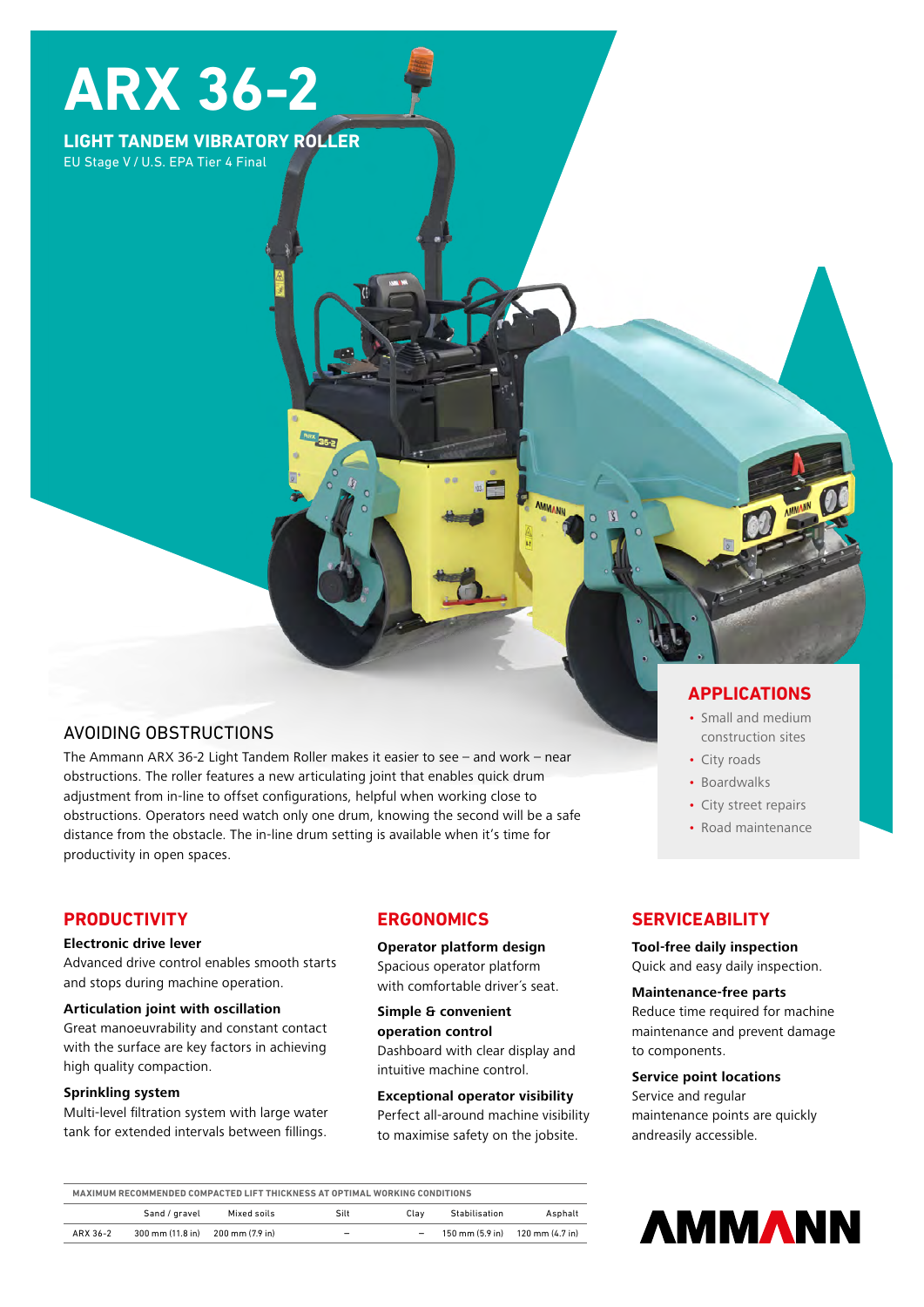# ARX 36-2

**LIGHT TANDEM VIBRATORY ROLLER**

EU Stage V / U.S. EPA Tier 4 Final

## AVOIDING OBSTRUCTIONS

The Ammann ARX 36-2 Light Tandem Roller makes it easier to see – and work – near obstructions. The roller features a new articulating joint that enables quick drum adjustment from in-line to offset configurations, helpful when working close to obstructions. Operators need watch only one drum, knowing the second will be a safe distance from the obstacle. The in-line drum setting is available when it's time for productivity in open spaces.

## APPLICATIONS

- Small and medium construction sites
- City roads
- Boardwalks
- City street repairs
- Road maintenance

## PRODUCTIVITY

**Electronic drive lever**
Advanced drive control enables smooth starts and stops during machine operation.

**Articulation joint with oscillation**
Great manoeuvrability and constant contact with the surface are key factors in achieving high quality compaction.

**Sprinkling system**
Multi-level filtration system with large water tank for extended intervals between fillings.

## ERGONOMICS

**Operator platform design**
Spacious operator platform with comfortable driver's seat.

**Simple & convenient operation control**
Dashboard with clear display and intuitive machine control.

**Exceptional operator visibility**
Perfect all-around machine visibility to maximise safety on the jobsite.

## SERVICEABILITY

**Tool-free daily inspection**
Quick and easy daily inspection.

**Maintenance-free parts**
Reduce time required for machine maintenance and prevent damage to components.

**Service point locations**
Service and regular maintenance points are quickly andreasily accessible.

**MAXIMUM RECOMMENDED COMPACTED LIFT THICKNESS AT OPTIMAL WORKING CONDITIONS**

| | Sand / gravel | Mixed soils | Silt | Clay | Stabilisation | Asphalt |
|---|---|---|---|---|---|---|
| ARX 36-2 | 300 mm (11.8 in) | 200 mm (7.9 in) | – | – | 150 mm (5.9 in) | 120 mm (4.7 in) |

AMMANN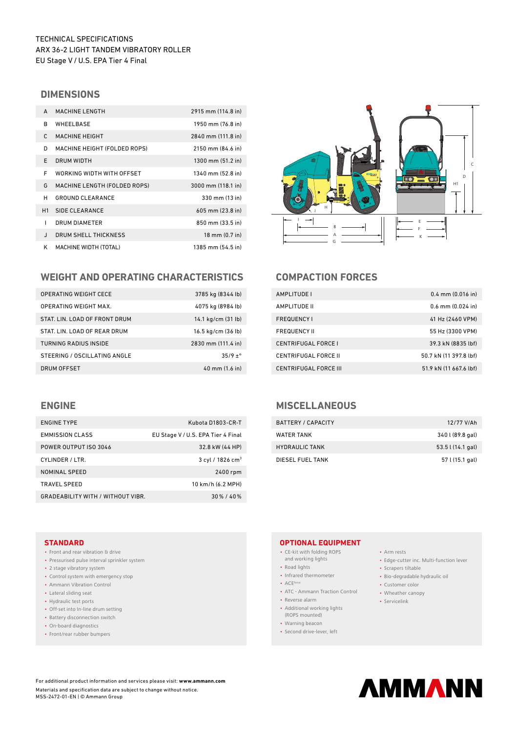TECHNICAL SPECIFICATIONS
ARX 36-2 LIGHT TANDEM VIBRATORY ROLLER
EU Stage V / U.S. EPA Tier 4 Final

## DIMENSIONS

| | | |
|---|---|---|
| A | MACHINE LENGTH | 2915 mm (114.8 in) |
| B | WHEELBASE | 1950 mm (76.8 in) |
| C | MACHINE HEIGHT | 2840 mm (111.8 in) |
| D | MACHINE HEIGHT (FOLDED ROPS) | 2150 mm (84.6 in) |
| E | DRUM WIDTH | 1300 mm (51.2 in) |
| F | WORKING WIDTH WITH OFFSET | 1340 mm (52.8 in) |
| G | MACHINE LENGTH (FOLDED ROPS) | 3000 mm (118.1 in) |
| H | GROUND CLEARANCE | 330 mm (13 in) |
| H1 | SIDE CLEARANCE | 605 mm (23.8 in) |
| I | DRUM DIAMETER | 850 mm (33.5 in) |
| J | DRUM SHELL THICKNESS | 18 mm (0.7 in) |
| K | MACHINE WIDTH (TOTAL) | 1385 mm (54.5 in) |

## WEIGHT AND OPERATING CHARACTERISTICS

| | |
|---|---|
| OPERATING WEIGHT CECE | 3785 kg (8344 lb) |
| OPERATING WEIGHT MAX. | 4075 kg (8984 lb) |
| STAT. LIN. LOAD OF FRONT DRUM | 14.1 kg/cm (31 lb) |
| STAT. LIN. LOAD OF REAR DRUM | 16.5 kg/cm (36 lb) |
| TURNING RADIUS INSIDE | 2830 mm (111.4 in) |
| STEERING / OSCILLATING ANGLE | 35/9 ±° |
| DRUM OFFSET | 40 mm (1.6 in) |

## COMPACTION FORCES

| | |
|---|---|
| AMPLITUDE I | 0.4 mm (0.016 in) |
| AMPLITUDE II | 0.6 mm (0.024 in) |
| FREQUENCY I | 41 Hz (2460 VPM) |
| FREQUENCY II | 55 Hz (3300 VPM) |
| CENTRIFUGAL FORCE I | 39.3 kN (8835 lbf) |
| CENTRIFUGAL FORCE II | 50.7 kN (11 397.8 lbf) |
| CENTRIFUGAL FORCE III | 51.9 kN (11 667.6 lbf) |

## ENGINE

| | |
|---|---|
| ENGINE TYPE | Kubota D1803-CR-T |
| EMMISSION CLASS | EU Stage V / U.S. EPA Tier 4 Final |
| POWER OUTPUT ISO 3046 | 32.8 kW (44 HP) |
| CYLINDER / LTR. | 3 cyl / 1826 cm³ |
| NOMINAL SPEED | 2400 rpm |
| TRAVEL SPEED | 10 km/h (6.2 MPH) |
| GRADEABILITY WITH / WITHOUT VIBR. | 30 % / 40 % |

## MISCELLANEOUS

| | |
|---|---|
| BATTERY / CAPACITY | 12/77 V/Ah |
| WATER TANK | 340 l (89.8 gal) |
| HYDRAULIC TANK | 53.5 l (14.1 gal) |
| DIESEL FUEL TANK | 57 l (15.1 gal) |

## STANDARD

- Front and rear vibration & drive
- Pressurised pulse interval sprinkler system
- 2 stage vibratory system
- Control system with emergency stop
- Ammann Vibration Control
- Lateral sliding seat
- Hydraulic test ports
- Off-set into In-line drum setting
- Battery disconnection switch
- On-board diagnostics
- Front/rear rubber bumpers

## OPTIONAL EQUIPMENT

- CE-kit with folding ROPS and working lights
- Road lights
- Infrared thermometer
- ACEforce
- ATC - Ammann Traction Control
- Reverse alarm
- Additional working lights (ROPS mounted)
- Warning beacon
- Second drive-lever, left
- Arm rests
- Edge-cutter inc. Multi-function lever
- Scrapers tiltable
- Bio-degradable hydraulic oil
- Customer color
- Wheather canopy
- Servicelink

For additional product information and services please visit: **www.ammann.com**
Materials and specification data are subject to change without notice.
MSS-2472-01-EN | © Ammann Group

AMMANN